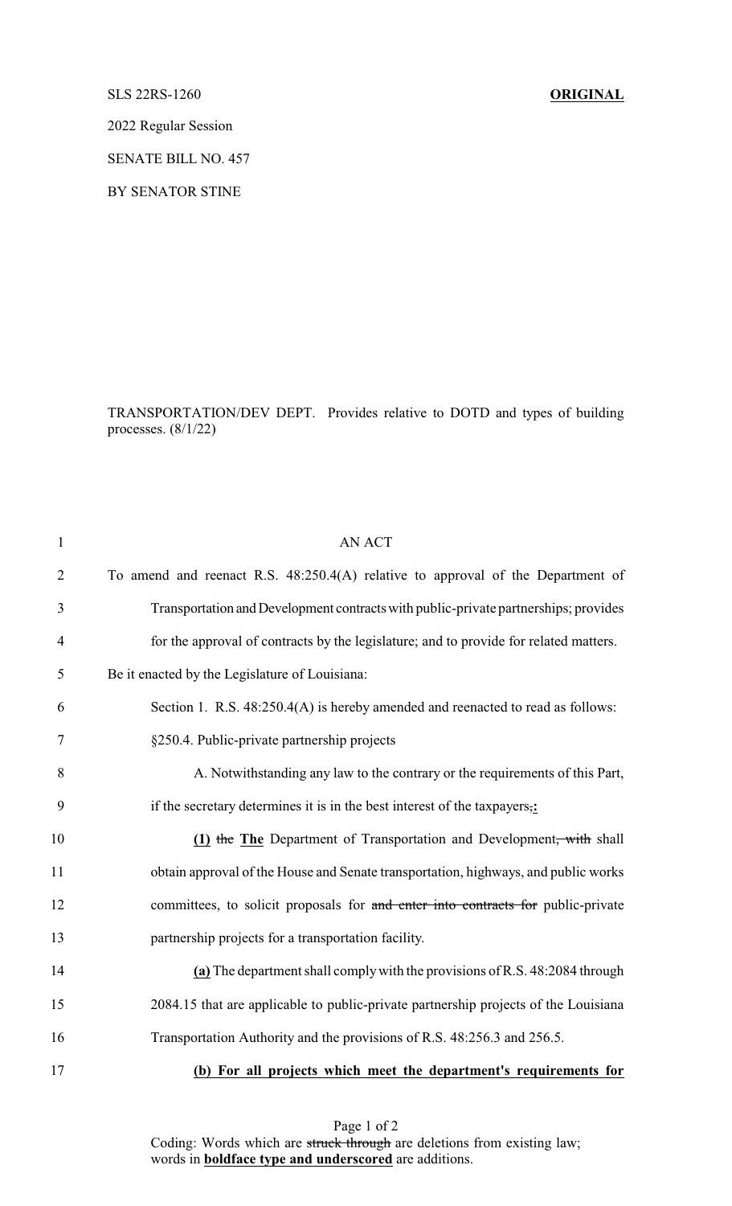SLS 22RS-1260 **ORIGINAL**

2022 Regular Session

SENATE BILL NO. 457

BY SENATOR STINE

TRANSPORTATION/DEV DEPT. Provides relative to DOTD and types of building processes. (8/1/22)

AN ACT

To amend and reenact R.S. 48:250.4(A) relative to approval of the Department of Transportation and Development contracts with public-private partnerships; provides for the approval of contracts by the legislature; and to provide for related matters.

Be it enacted by the Legislature of Louisiana:

Section 1. R.S. 48:250.4(A) is hereby amended and reenacted to read as follows:

§250.4. Public-private partnership projects

A. Notwithstanding any law to the contrary or the requirements of this Part, if the secretary determines it is in the best interest of the taxpayers~~,~~**:**

**(1)** ~~the~~ **The** Department of Transportation and Development~~, with~~ shall obtain approval of the House and Senate transportation, highways, and public works committees, to solicit proposals for ~~and enter into contracts for~~ public-private partnership projects for a transportation facility.

**(a)** The department shall comply with the provisions of R.S. 48:2084 through 2084.15 that are applicable to public-private partnership projects of the Louisiana Transportation Authority and the provisions of R.S. 48:256.3 and 256.5.

**(b) For all projects which meet the department's requirements for**

Coding: Words which are ~~struck through~~ are deletions from existing law; words in **boldface type and underscored** are additions.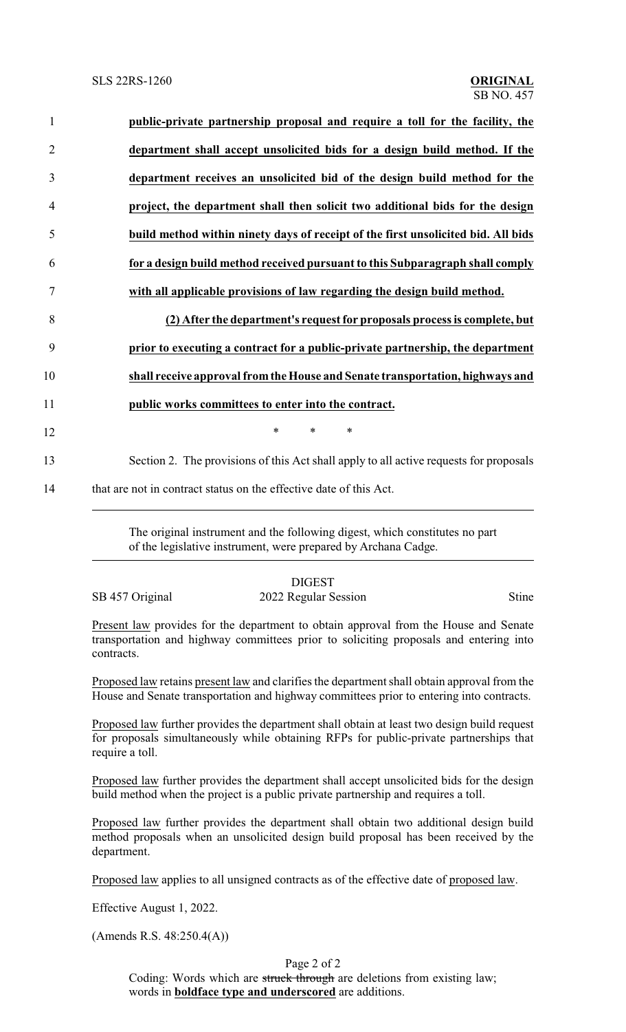**public-private partnership proposal and require a toll for the facility, the department shall accept unsolicited bids for a design build method. If the department receives an unsolicited bid of the design build method for the project, the department shall then solicit two additional bids for the design build method within ninety days of receipt of the first unsolicited bid. All bids for a design build method received pursuant to this Subparagraph shall comply with all applicable provisions of law regarding the design build method.**

**(2) After the department's request for proposals process is complete, but prior to executing a contract for a public-private partnership, the department shall receive approval from the House and Senate transportation, highways and public works committees to enter into the contract.**

\* \* \*

Section 2. The provisions of this Act shall apply to all active requests for proposals that are not in contract status on the effective date of this Act.

The original instrument and the following digest, which constitutes no part of the legislative instrument, were prepared by Archana Cadge.

DIGEST

SB 457 Original — 2022 Regular Session — Stine

Present law provides for the department to obtain approval from the House and Senate transportation and highway committees prior to soliciting proposals and entering into contracts.

Proposed law retains present law and clarifies the department shall obtain approval from the House and Senate transportation and highway committees prior to entering into contracts.

Proposed law further provides the department shall obtain at least two design build request for proposals simultaneously while obtaining RFPs for public-private partnerships that require a toll.

Proposed law further provides the department shall accept unsolicited bids for the design build method when the project is a public private partnership and requires a toll.

Proposed law further provides the department shall obtain two additional design build method proposals when an unsolicited design build proposal has been received by the department.

Proposed law applies to all unsigned contracts as of the effective date of proposed law.

Effective August 1, 2022.

(Amends R.S. 48:250.4(A))

Coding: Words which are ~~struck through~~ are deletions from existing law; words in **boldface type and underscored** are additions.